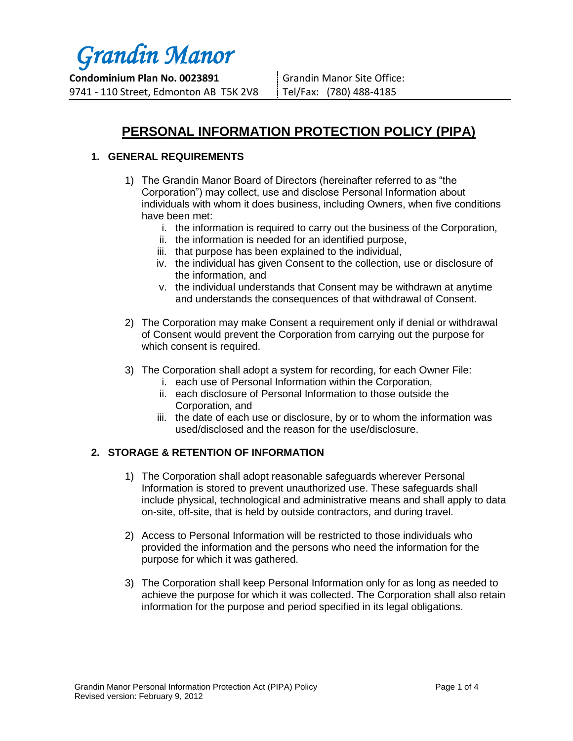# *Grandin Manor*

**Condominium Plan No. 0023891**
9741 - 110 Street, Edmonton AB T5K 2V8

Grandin Manor Site Office:
Tel/Fax: (780) 488-4185

## PERSONAL INFORMATION PROTECTION POLICY (PIPA)

### 1. GENERAL REQUIREMENTS

1) The Grandin Manor Board of Directors (hereinafter referred to as "the Corporation") may collect, use and disclose Personal Information about individuals with whom it does business, including Owners, when five conditions have been met:
   i. the information is required to carry out the business of the Corporation,
   ii. the information is needed for an identified purpose,
   iii. that purpose has been explained to the individual,
   iv. the individual has given Consent to the collection, use or disclosure of the information, and
   v. the individual understands that Consent may be withdrawn at anytime and understands the consequences of that withdrawal of Consent.

2) The Corporation may make Consent a requirement only if denial or withdrawal of Consent would prevent the Corporation from carrying out the purpose for which consent is required.

3) The Corporation shall adopt a system for recording, for each Owner File:
   i. each use of Personal Information within the Corporation,
   ii. each disclosure of Personal Information to those outside the Corporation, and
   iii. the date of each use or disclosure, by or to whom the information was used/disclosed and the reason for the use/disclosure.

### 2. STORAGE & RETENTION OF INFORMATION

1) The Corporation shall adopt reasonable safeguards wherever Personal Information is stored to prevent unauthorized use. These safeguards shall include physical, technological and administrative means and shall apply to data on-site, off-site, that is held by outside contractors, and during travel.

2) Access to Personal Information will be restricted to those individuals who provided the information and the persons who need the information for the purpose for which it was gathered.

3) The Corporation shall keep Personal Information only for as long as needed to achieve the purpose for which it was collected. The Corporation shall also retain information for the purpose and period specified in its legal obligations.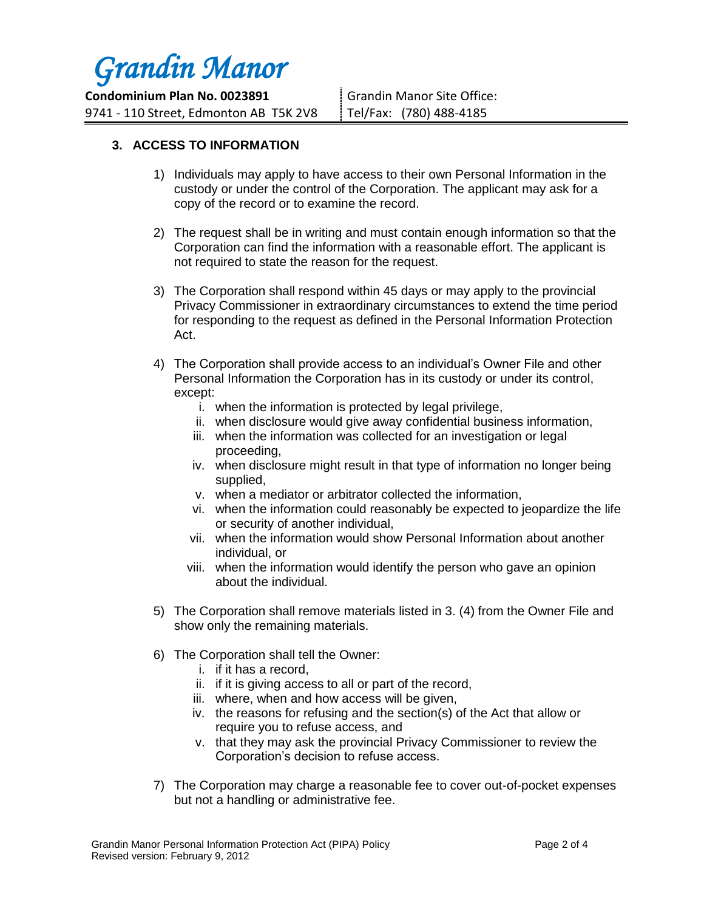## 3. ACCESS TO INFORMATION

1) Individuals may apply to have access to their own Personal Information in the custody or under the control of the Corporation. The applicant may ask for a copy of the record or to examine the record.

2) The request shall be in writing and must contain enough information so that the Corporation can find the information with a reasonable effort. The applicant is not required to state the reason for the request.

3) The Corporation shall respond within 45 days or may apply to the provincial Privacy Commissioner in extraordinary circumstances to extend the time period for responding to the request as defined in the Personal Information Protection Act.

4) The Corporation shall provide access to an individual's Owner File and other Personal Information the Corporation has in its custody or under its control, except:
   i. when the information is protected by legal privilege,
   ii. when disclosure would give away confidential business information,
   iii. when the information was collected for an investigation or legal proceeding,
   iv. when disclosure might result in that type of information no longer being supplied,
   v. when a mediator or arbitrator collected the information,
   vi. when the information could reasonably be expected to jeopardize the life or security of another individual,
   vii. when the information would show Personal Information about another individual, or
   viii. when the information would identify the person who gave an opinion about the individual.

5) The Corporation shall remove materials listed in 3. (4) from the Owner File and show only the remaining materials.

6) The Corporation shall tell the Owner:
   i. if it has a record,
   ii. if it is giving access to all or part of the record,
   iii. where, when and how access will be given,
   iv. the reasons for refusing and the section(s) of the Act that allow or require you to refuse access, and
   v. that they may ask the provincial Privacy Commissioner to review the Corporation's decision to refuse access.

7) The Corporation may charge a reasonable fee to cover out-of-pocket expenses but not a handling or administrative fee.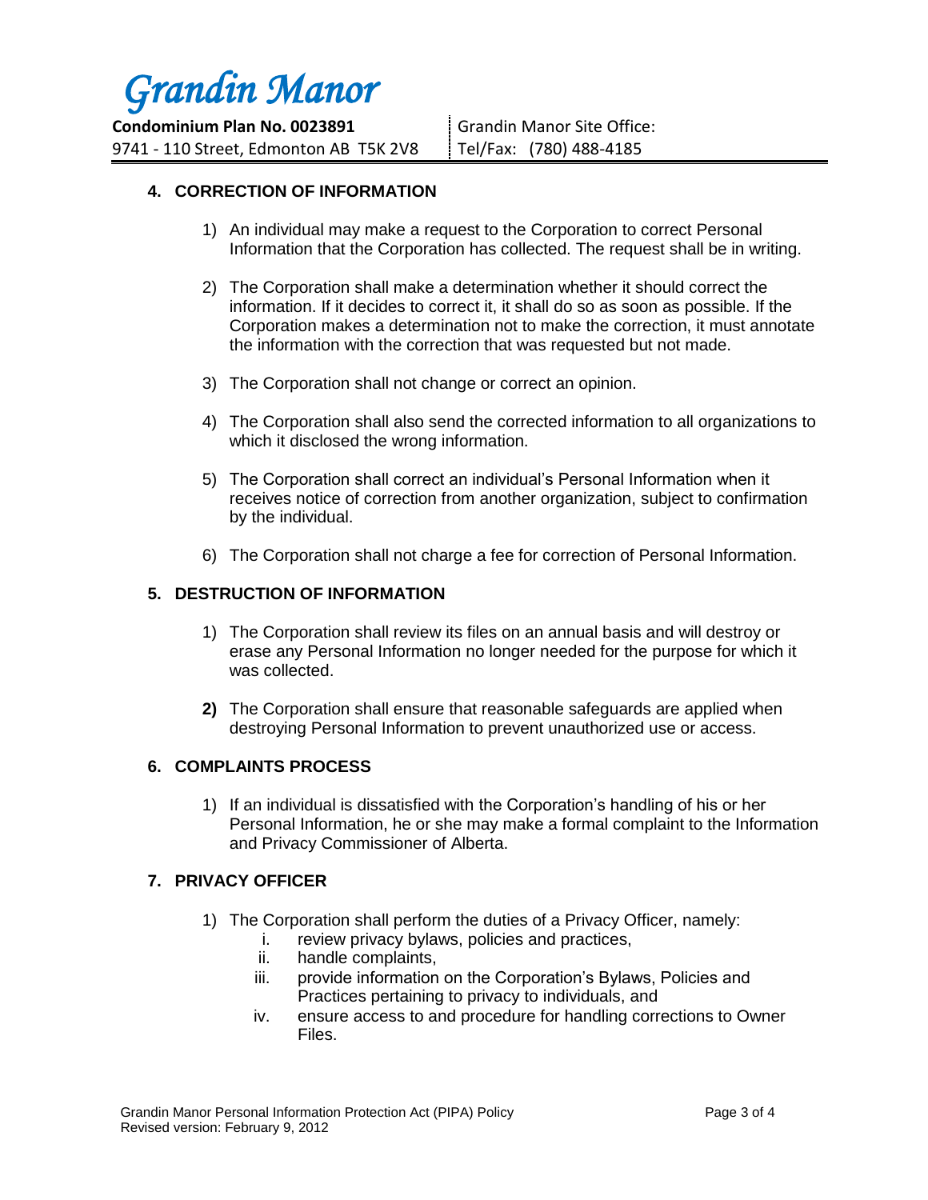## 4. CORRECTION OF INFORMATION

1) An individual may make a request to the Corporation to correct Personal Information that the Corporation has collected. The request shall be in writing.

2) The Corporation shall make a determination whether it should correct the information. If it decides to correct it, it shall do so as soon as possible. If the Corporation makes a determination not to make the correction, it must annotate the information with the correction that was requested but not made.

3) The Corporation shall not change or correct an opinion.

4) The Corporation shall also send the corrected information to all organizations to which it disclosed the wrong information.

5) The Corporation shall correct an individual's Personal Information when it receives notice of correction from another organization, subject to confirmation by the individual.

6) The Corporation shall not charge a fee for correction of Personal Information.

## 5. DESTRUCTION OF INFORMATION

1) The Corporation shall review its files on an annual basis and will destroy or erase any Personal Information no longer needed for the purpose for which it was collected.

**2)** The Corporation shall ensure that reasonable safeguards are applied when destroying Personal Information to prevent unauthorized use or access.

## 6. COMPLAINTS PROCESS

1) If an individual is dissatisfied with the Corporation's handling of his or her Personal Information, he or she may make a formal complaint to the Information and Privacy Commissioner of Alberta.

## 7. PRIVACY OFFICER

1) The Corporation shall perform the duties of a Privacy Officer, namely:
   - i. review privacy bylaws, policies and practices,
   - ii. handle complaints,
   - iii. provide information on the Corporation's Bylaws, Policies and Practices pertaining to privacy to individuals, and
   - iv. ensure access to and procedure for handling corrections to Owner Files.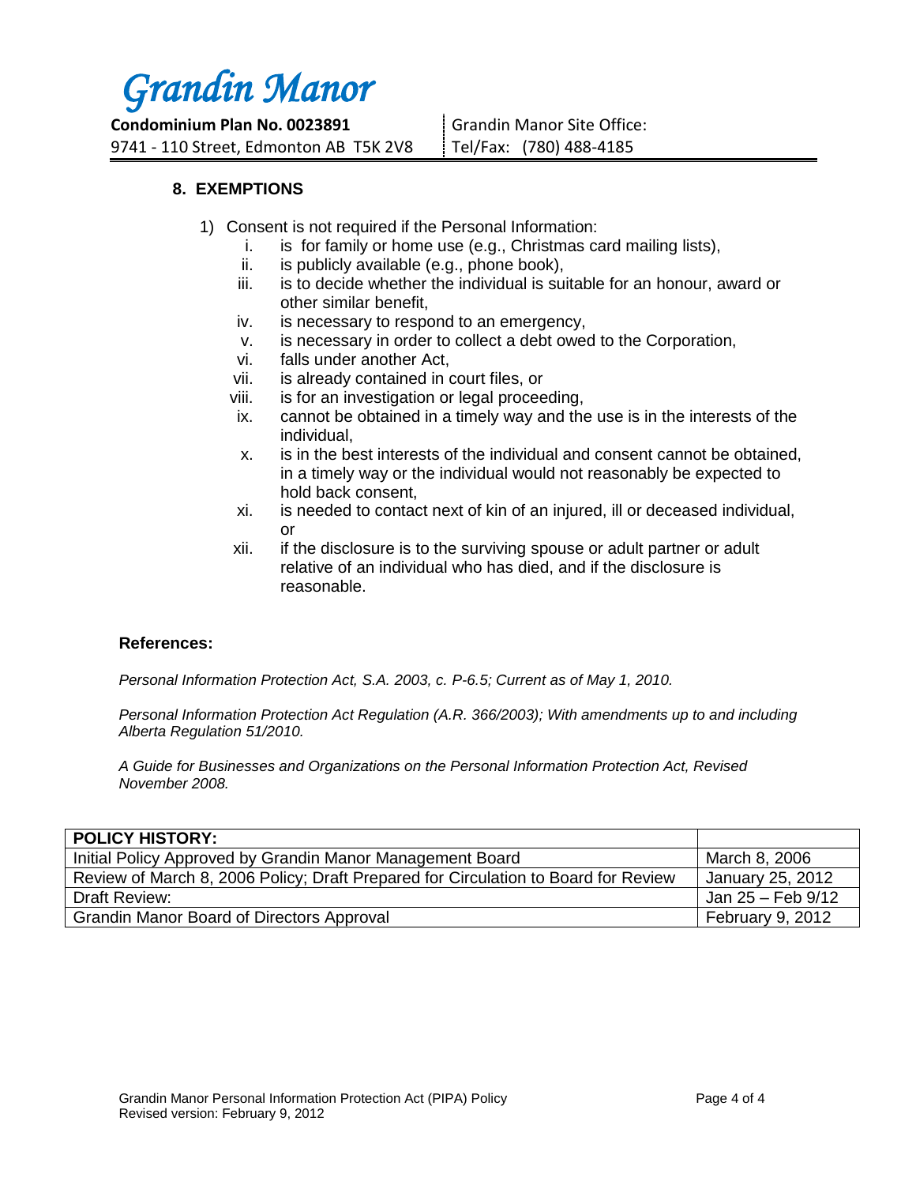## 8. EXEMPTIONS

1) Consent is not required if the Personal Information:
   i. is for family or home use (e.g., Christmas card mailing lists),
   ii. is publicly available (e.g., phone book),
   iii. is to decide whether the individual is suitable for an honour, award or other similar benefit,
   iv. is necessary to respond to an emergency,
   v. is necessary in order to collect a debt owed to the Corporation,
   vi. falls under another Act,
   vii. is already contained in court files, or
   viii. is for an investigation or legal proceeding,
   ix. cannot be obtained in a timely way and the use is in the interests of the individual,
   x. is in the best interests of the individual and consent cannot be obtained, in a timely way or the individual would not reasonably be expected to hold back consent,
   xi. is needed to contact next of kin of an injured, ill or deceased individual, or
   xii. if the disclosure is to the surviving spouse or adult partner or adult relative of an individual who has died, and if the disclosure is reasonable.

**References:**

*Personal Information Protection Act, S.A. 2003, c. P-6.5; Current as of May 1, 2010.*

*Personal Information Protection Act Regulation (A.R. 366/2003); With amendments up to and including Alberta Regulation 51/2010.*

*A Guide for Businesses and Organizations on the Personal Information Protection Act, Revised November 2008.*

| **POLICY HISTORY:** | |
|---|---|
| Initial Policy Approved by Grandin Manor Management Board | March 8, 2006 |
| Review of March 8, 2006 Policy; Draft Prepared for Circulation to Board for Review | January 25, 2012 |
| Draft Review: | Jan 25 – Feb 9/12 |
| Grandin Manor Board of Directors Approval | February 9, 2012 |